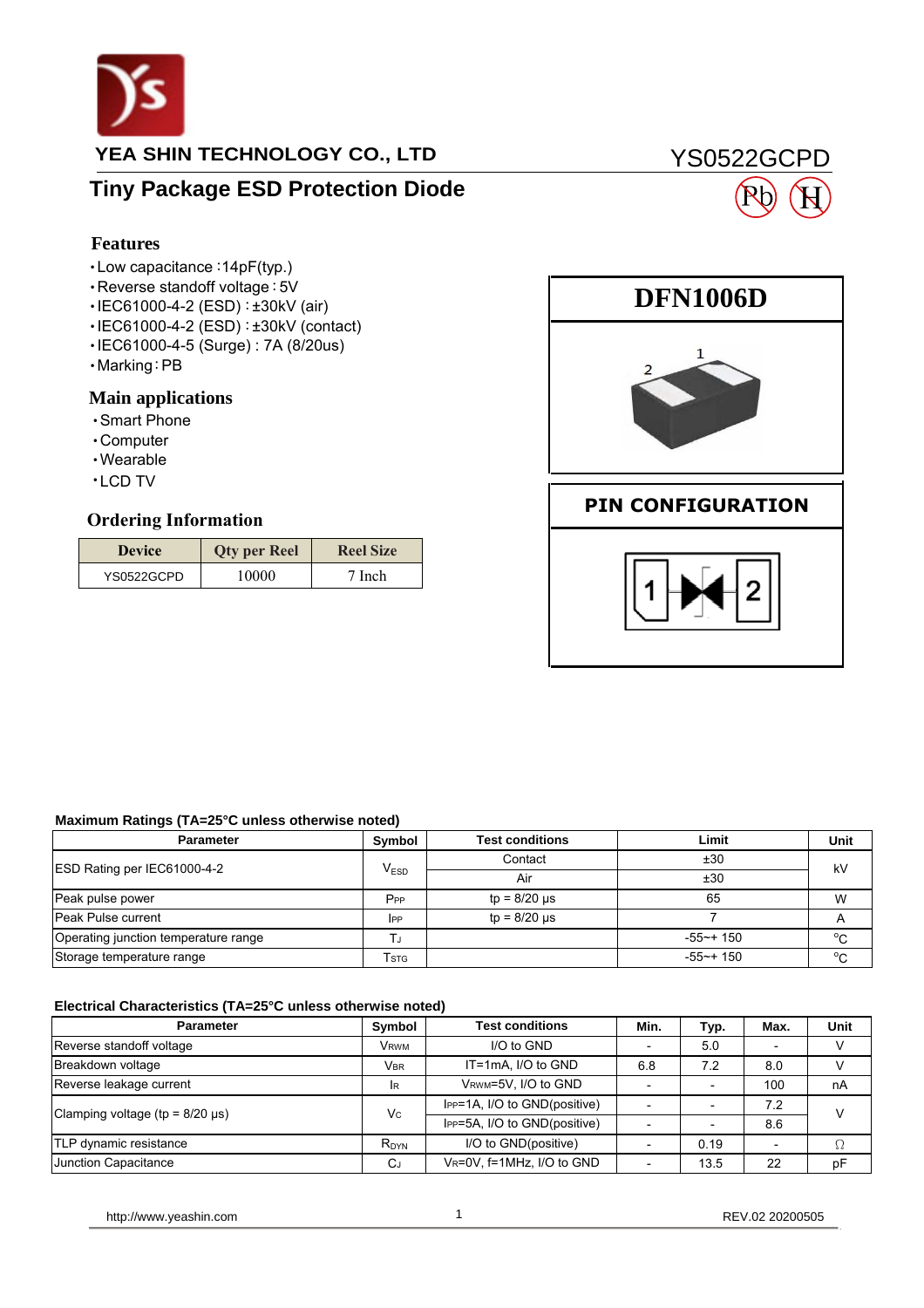YEA SHIN TECHNOLOGY CO., LTD

YS0522GCPD

# Tiny Package ESD Protection Diode

## Features

- Low capacitance :14pF(typ.)
- Reverse standoff voltage : 5V
- IEC61000-4-2 (ESD) : ±30kV (air)
- IEC61000-4-2 (ESD) : ±30kV (contact)
- IEC61000-4-5 (Surge) : 7A (8/20us)
- Marking : PB

## Main applications

- Smart Phone
- Computer
- Wearable
- LCD TV

DFN1006D

PIN CONFIGURATION

## Ordering Information

| Device | Qty per Reel | Reel Size |
|---|---|---|
| YS0522GCPD | 10000 | 7 Inch |

### Maximum Ratings (TA=25°C unless otherwise noted)

| Parameter | Symbol | Test conditions | Limit | Unit |
|---|---|---|---|---|
| ESD Rating per IEC61000-4-2 | $V_{ESD}$ | Contact | ±30 | kV |
| | | Air | ±30 | |
| Peak pulse power | $P_{PP}$ | tp = 8/20 μs | 65 | W |
| Peak Pulse current | $I_{PP}$ | tp = 8/20 μs | 7 | A |
| Operating junction temperature range | $T_J$ | | -55~+ 150 | °C |
| Storage temperature range | $T_{STG}$ | | -55~+ 150 | °C |

### Electrical Characteristics (TA=25°C unless otherwise noted)

| Parameter | Symbol | Test conditions | Min. | Typ. | Max. | Unit |
|---|---|---|---|---|---|---|
| Reverse standoff voltage | $V_{RWM}$ | I/O to GND | - | 5.0 | - | V |
| Breakdown voltage | $V_{BR}$ | IT=1mA, I/O to GND | 6.8 | 7.2 | 8.0 | V |
| Reverse leakage current | $I_R$ | $V_{RWM}$=5V, I/O to GND | - | - | 100 | nA |
| Clamping voltage (tp = 8/20 μs) | $V_C$ | $I_{PP}$=1A, I/O to GND(positive) | - | - | 7.2 | V |
| | | $I_{PP}$=5A, I/O to GND(positive) | - | - | 8.6 | |
| TLP dynamic resistance | $R_{DYN}$ | I/O to GND(positive) | - | 0.19 | - | Ω |
| Junction Capacitance | $C_J$ | $V_R$=0V, f=1MHz, I/O to GND | - | 13.5 | 22 | pF |

http://www.yeashin.com REV.02 20200505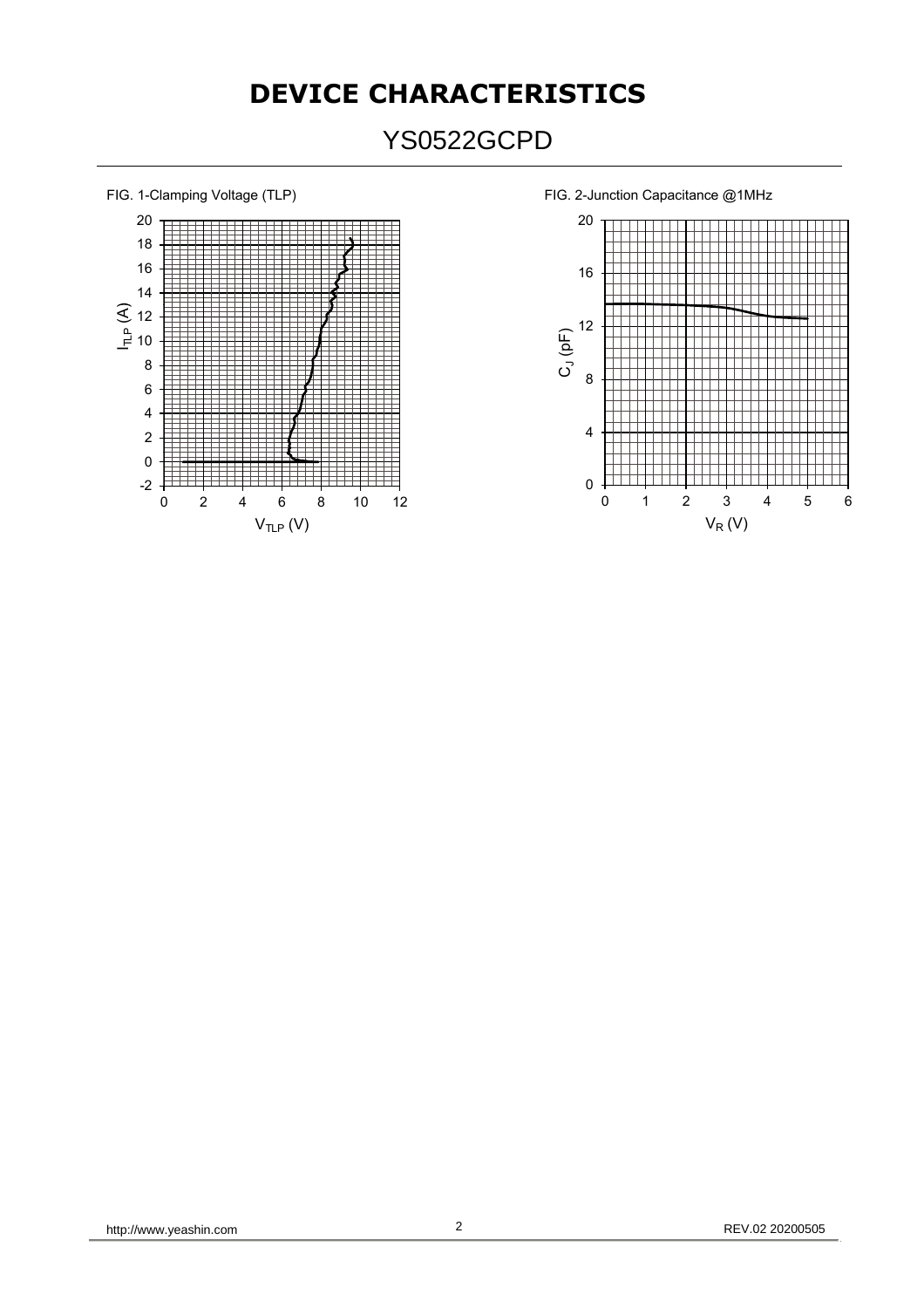# DEVICE CHARACTERISTICS

## YS0522GCPD

FIG. 1-Clamping Voltage (TLP)

FIG. 2-Junction Capacitance @1MHz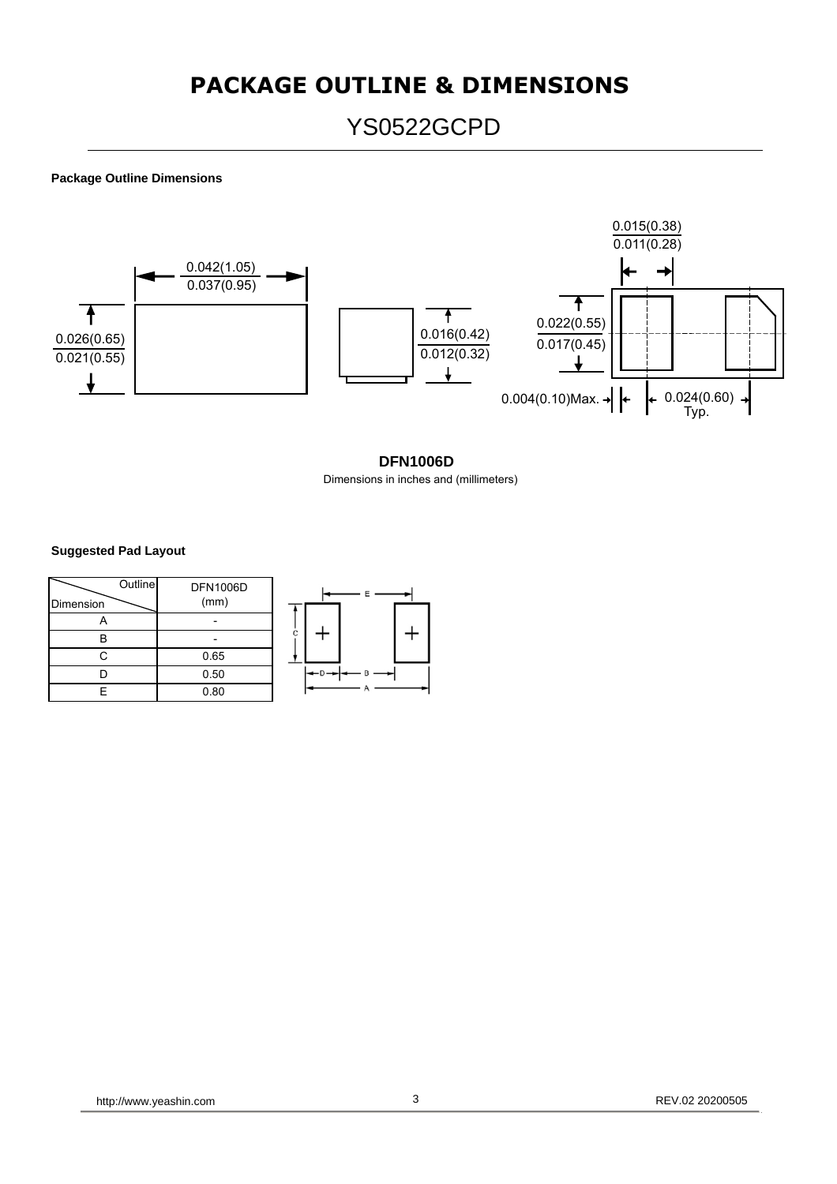# PACKAGE OUTLINE & DIMENSIONS

## YS0522GCPD

**Package Outline Dimensions**

0.042(1.05)
0.037(0.95)

0.026(0.65)
0.021(0.55)

0.016(0.42)
0.012(0.32)

0.015(0.38)
0.011(0.28)

0.022(0.55)
0.017(0.45)

0.004(0.10)Max.

0.024(0.60)
Typ.

**DFN1006D**

Dimensions in inches and (millimeters)

**Suggested Pad Layout**

| Outline / Dimension | DFN1006D (mm) |
|---|---|
| A | - |
| B | - |
| C | 0.65 |
| D | 0.50 |
| E | 0.80 |

E

C

D B

A